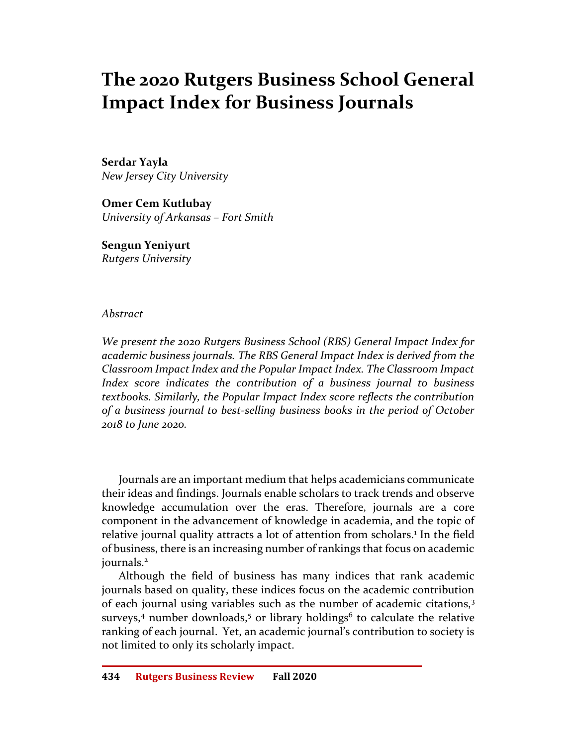# The 2020 Rutgers Business School General Impact Index for Business Journals

**Serdar Yayla**
*New Jersey City University*

**Omer Cem Kutlubay**
*University of Arkansas – Fort Smith*

**Sengun Yeniyurt**
*Rutgers University*

*Abstract*

*We present the 2020 Rutgers Business School (RBS) General Impact Index for academic business journals. The RBS General Impact Index is derived from the Classroom Impact Index and the Popular Impact Index. The Classroom Impact Index score indicates the contribution of a business journal to business textbooks. Similarly, the Popular Impact Index score reflects the contribution of a business journal to best-selling business books in the period of October 2018 to June 2020.*

Journals are an important medium that helps academicians communicate their ideas and findings. Journals enable scholars to track trends and observe knowledge accumulation over the eras. Therefore, journals are a core component in the advancement of knowledge in academia, and the topic of relative journal quality attracts a lot of attention from scholars.[1] In the field of business, there is an increasing number of rankings that focus on academic journals.[2]

Although the field of business has many indices that rank academic journals based on quality, these indices focus on the academic contribution of each journal using variables such as the number of academic citations,[3] surveys,[4] number downloads,[5] or library holdings[6] to calculate the relative ranking of each journal. Yet, an academic journal's contribution to society is not limited to only its scholarly impact.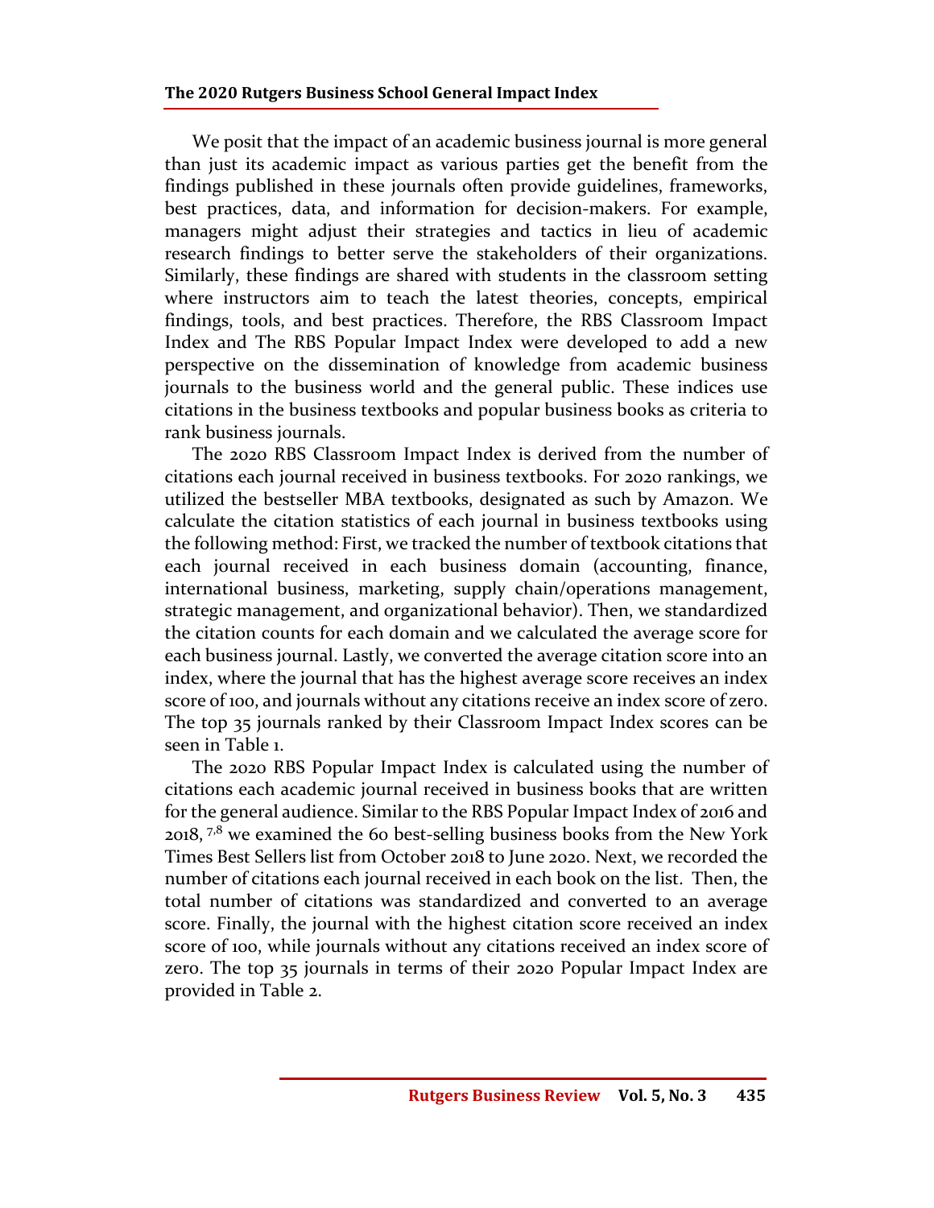We posit that the impact of an academic business journal is more general than just its academic impact as various parties get the benefit from the findings published in these journals often provide guidelines, frameworks, best practices, data, and information for decision-makers. For example, managers might adjust their strategies and tactics in lieu of academic research findings to better serve the stakeholders of their organizations. Similarly, these findings are shared with students in the classroom setting where instructors aim to teach the latest theories, concepts, empirical findings, tools, and best practices. Therefore, the RBS Classroom Impact Index and The RBS Popular Impact Index were developed to add a new perspective on the dissemination of knowledge from academic business journals to the business world and the general public. These indices use citations in the business textbooks and popular business books as criteria to rank business journals.

The 2020 RBS Classroom Impact Index is derived from the number of citations each journal received in business textbooks. For 2020 rankings, we utilized the bestseller MBA textbooks, designated as such by Amazon. We calculate the citation statistics of each journal in business textbooks using the following method: First, we tracked the number of textbook citations that each journal received in each business domain (accounting, finance, international business, marketing, supply chain/operations management, strategic management, and organizational behavior). Then, we standardized the citation counts for each domain and we calculated the average score for each business journal. Lastly, we converted the average citation score into an index, where the journal that has the highest average score receives an index score of 100, and journals without any citations receive an index score of zero. The top 35 journals ranked by their Classroom Impact Index scores can be seen in Table 1.

The 2020 RBS Popular Impact Index is calculated using the number of citations each academic journal received in business books that are written for the general audience. Similar to the RBS Popular Impact Index of 2016 and 2018, [7,8] we examined the 60 best-selling business books from the New York Times Best Sellers list from October 2018 to June 2020. Next, we recorded the number of citations each journal received in each book on the list. Then, the total number of citations was standardized and converted to an average score. Finally, the journal with the highest citation score received an index score of 100, while journals without any citations received an index score of zero. The top 35 journals in terms of their 2020 Popular Impact Index are provided in Table 2.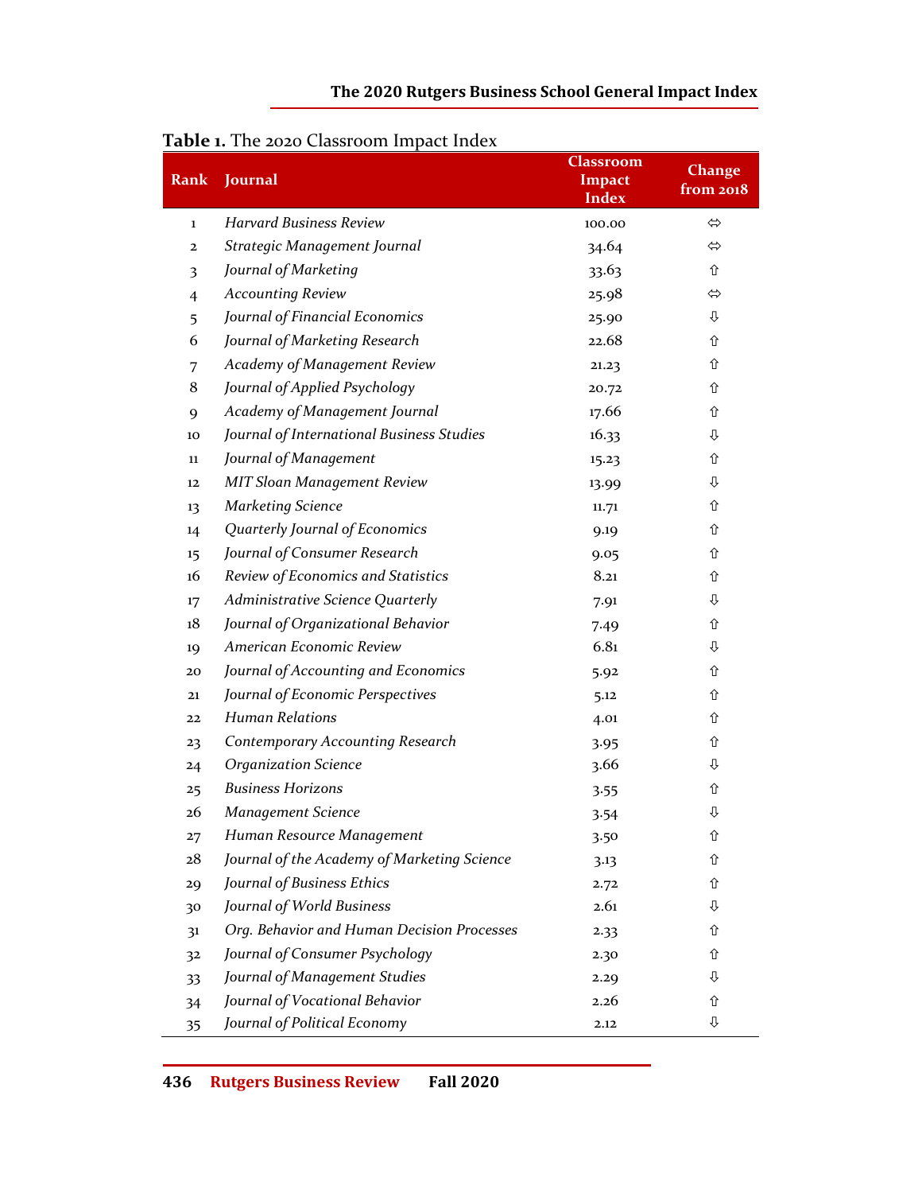**Table 1.** The 2020 Classroom Impact Index

| Rank | Journal | Classroom Impact Index | Change from 2018 |
|---|---|---|---|
| 1 | *Harvard Business Review* | 100.00 | ⇔ |
| 2 | *Strategic Management Journal* | 34.64 | ⇔ |
| 3 | *Journal of Marketing* | 33.63 | ⇧ |
| 4 | *Accounting Review* | 25.98 | ⇔ |
| 5 | *Journal of Financial Economics* | 25.90 | ⇩ |
| 6 | *Journal of Marketing Research* | 22.68 | ⇧ |
| 7 | *Academy of Management Review* | 21.23 | ⇧ |
| 8 | *Journal of Applied Psychology* | 20.72 | ⇧ |
| 9 | *Academy of Management Journal* | 17.66 | ⇧ |
| 10 | *Journal of International Business Studies* | 16.33 | ⇩ |
| 11 | *Journal of Management* | 15.23 | ⇧ |
| 12 | *MIT Sloan Management Review* | 13.99 | ⇩ |
| 13 | *Marketing Science* | 11.71 | ⇧ |
| 14 | *Quarterly Journal of Economics* | 9.19 | ⇧ |
| 15 | *Journal of Consumer Research* | 9.05 | ⇧ |
| 16 | *Review of Economics and Statistics* | 8.21 | ⇧ |
| 17 | *Administrative Science Quarterly* | 7.91 | ⇩ |
| 18 | *Journal of Organizational Behavior* | 7.49 | ⇧ |
| 19 | *American Economic Review* | 6.81 | ⇩ |
| 20 | *Journal of Accounting and Economics* | 5.92 | ⇧ |
| 21 | *Journal of Economic Perspectives* | 5.12 | ⇧ |
| 22 | *Human Relations* | 4.01 | ⇧ |
| 23 | *Contemporary Accounting Research* | 3.95 | ⇧ |
| 24 | *Organization Science* | 3.66 | ⇩ |
| 25 | *Business Horizons* | 3.55 | ⇧ |
| 26 | *Management Science* | 3.54 | ⇩ |
| 27 | *Human Resource Management* | 3.50 | ⇧ |
| 28 | *Journal of the Academy of Marketing Science* | 3.13 | ⇧ |
| 29 | *Journal of Business Ethics* | 2.72 | ⇧ |
| 30 | *Journal of World Business* | 2.61 | ⇩ |
| 31 | *Org. Behavior and Human Decision Processes* | 2.33 | ⇧ |
| 32 | *Journal of Consumer Psychology* | 2.30 | ⇧ |
| 33 | *Journal of Management Studies* | 2.29 | ⇩ |
| 34 | *Journal of Vocational Behavior* | 2.26 | ⇧ |
| 35 | *Journal of Political Economy* | 2.12 | ⇩ |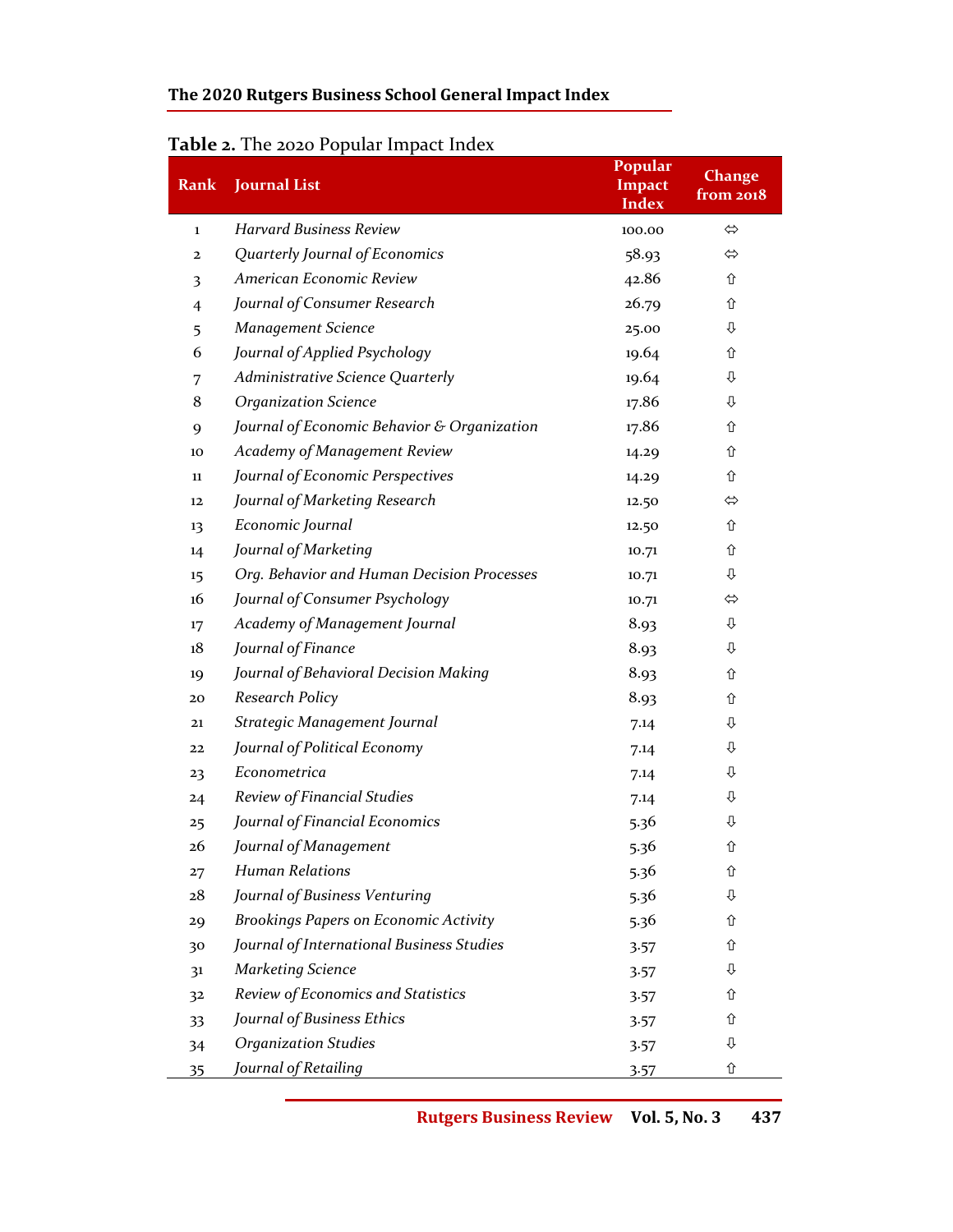**Table 2.** The 2020 Popular Impact Index

| Rank | Journal List | Popular Impact Index | Change from 2018 |
|---|---|---|---|
| 1 | *Harvard Business Review* | 100.00 | ⇔ |
| 2 | *Quarterly Journal of Economics* | 58.93 | ⇔ |
| 3 | *American Economic Review* | 42.86 | ⇧ |
| 4 | *Journal of Consumer Research* | 26.79 | ⇧ |
| 5 | *Management Science* | 25.00 | ⇩ |
| 6 | *Journal of Applied Psychology* | 19.64 | ⇧ |
| 7 | *Administrative Science Quarterly* | 19.64 | ⇩ |
| 8 | *Organization Science* | 17.86 | ⇩ |
| 9 | *Journal of Economic Behavior & Organization* | 17.86 | ⇧ |
| 10 | *Academy of Management Review* | 14.29 | ⇧ |
| 11 | *Journal of Economic Perspectives* | 14.29 | ⇧ |
| 12 | *Journal of Marketing Research* | 12.50 | ⇔ |
| 13 | *Economic Journal* | 12.50 | ⇧ |
| 14 | *Journal of Marketing* | 10.71 | ⇧ |
| 15 | *Org. Behavior and Human Decision Processes* | 10.71 | ⇩ |
| 16 | *Journal of Consumer Psychology* | 10.71 | ⇔ |
| 17 | *Academy of Management Journal* | 8.93 | ⇩ |
| 18 | *Journal of Finance* | 8.93 | ⇩ |
| 19 | *Journal of Behavioral Decision Making* | 8.93 | ⇧ |
| 20 | *Research Policy* | 8.93 | ⇧ |
| 21 | *Strategic Management Journal* | 7.14 | ⇩ |
| 22 | *Journal of Political Economy* | 7.14 | ⇩ |
| 23 | *Econometrica* | 7.14 | ⇩ |
| 24 | *Review of Financial Studies* | 7.14 | ⇩ |
| 25 | *Journal of Financial Economics* | 5.36 | ⇩ |
| 26 | *Journal of Management* | 5.36 | ⇧ |
| 27 | *Human Relations* | 5.36 | ⇧ |
| 28 | *Journal of Business Venturing* | 5.36 | ⇩ |
| 29 | *Brookings Papers on Economic Activity* | 5.36 | ⇧ |
| 30 | *Journal of International Business Studies* | 3.57 | ⇧ |
| 31 | *Marketing Science* | 3.57 | ⇩ |
| 32 | *Review of Economics and Statistics* | 3.57 | ⇧ |
| 33 | *Journal of Business Ethics* | 3.57 | ⇧ |
| 34 | *Organization Studies* | 3.57 | ⇩ |
| 35 | *Journal of Retailing* | 3.57 | ⇧ |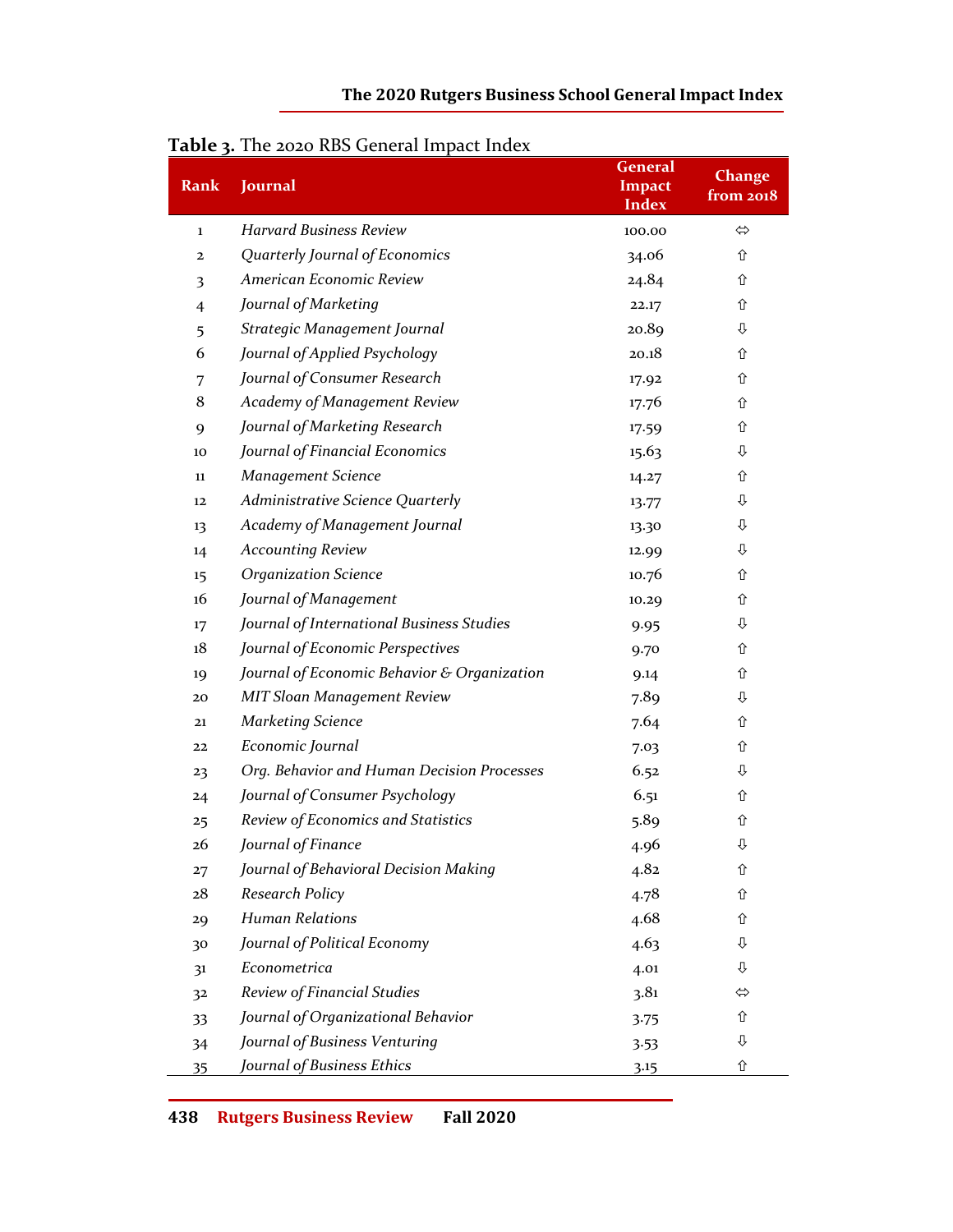**Table 3.** The 2020 RBS General Impact Index

| Rank | Journal | General Impact Index | Change from 2018 |
|---|---|---|---|
| 1 | *Harvard Business Review* | 100.00 | ⇔ |
| 2 | *Quarterly Journal of Economics* | 34.06 | ⇧ |
| 3 | *American Economic Review* | 24.84 | ⇧ |
| 4 | *Journal of Marketing* | 22.17 | ⇧ |
| 5 | *Strategic Management Journal* | 20.89 | ⇩ |
| 6 | *Journal of Applied Psychology* | 20.18 | ⇧ |
| 7 | *Journal of Consumer Research* | 17.92 | ⇧ |
| 8 | *Academy of Management Review* | 17.76 | ⇧ |
| 9 | *Journal of Marketing Research* | 17.59 | ⇧ |
| 10 | *Journal of Financial Economics* | 15.63 | ⇩ |
| 11 | *Management Science* | 14.27 | ⇧ |
| 12 | *Administrative Science Quarterly* | 13.77 | ⇩ |
| 13 | *Academy of Management Journal* | 13.30 | ⇩ |
| 14 | *Accounting Review* | 12.99 | ⇩ |
| 15 | *Organization Science* | 10.76 | ⇧ |
| 16 | *Journal of Management* | 10.29 | ⇧ |
| 17 | *Journal of International Business Studies* | 9.95 | ⇩ |
| 18 | *Journal of Economic Perspectives* | 9.70 | ⇧ |
| 19 | *Journal of Economic Behavior & Organization* | 9.14 | ⇧ |
| 20 | *MIT Sloan Management Review* | 7.89 | ⇩ |
| 21 | *Marketing Science* | 7.64 | ⇧ |
| 22 | *Economic Journal* | 7.03 | ⇧ |
| 23 | *Org. Behavior and Human Decision Processes* | 6.52 | ⇩ |
| 24 | *Journal of Consumer Psychology* | 6.51 | ⇧ |
| 25 | *Review of Economics and Statistics* | 5.89 | ⇧ |
| 26 | *Journal of Finance* | 4.96 | ⇩ |
| 27 | *Journal of Behavioral Decision Making* | 4.82 | ⇧ |
| 28 | *Research Policy* | 4.78 | ⇧ |
| 29 | *Human Relations* | 4.68 | ⇧ |
| 30 | *Journal of Political Economy* | 4.63 | ⇩ |
| 31 | *Econometrica* | 4.01 | ⇩ |
| 32 | *Review of Financial Studies* | 3.81 | ⇔ |
| 33 | *Journal of Organizational Behavior* | 3.75 | ⇧ |
| 34 | *Journal of Business Venturing* | 3.53 | ⇩ |
| 35 | *Journal of Business Ethics* | 3.15 | ⇧ |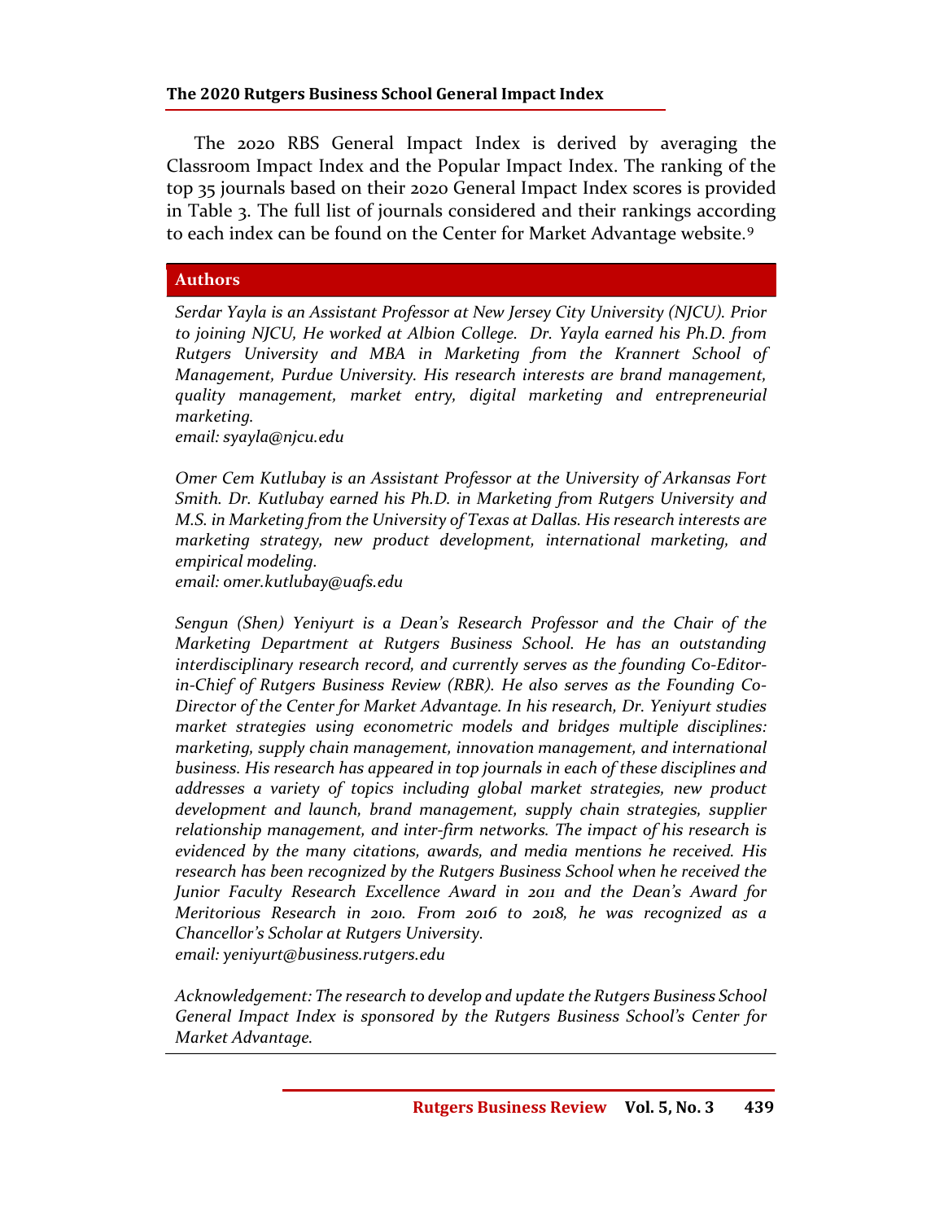### The 2020 Rutgers Business School General Impact Index

The 2020 RBS General Impact Index is derived by averaging the Classroom Impact Index and the Popular Impact Index. The ranking of the top 35 journals based on their 2020 General Impact Index scores is provided in Table 3. The full list of journals considered and their rankings according to each index can be found on the Center for Market Advantage website.[9]

## Authors

*Serdar Yayla is an Assistant Professor at New Jersey City University (NJCU). Prior to joining NJCU, He worked at Albion College. Dr. Yayla earned his Ph.D. from Rutgers University and MBA in Marketing from the Krannert School of Management, Purdue University. His research interests are brand management, quality management, market entry, digital marketing and entrepreneurial marketing.*
*email: syayla@njcu.edu*

*Omer Cem Kutlubay is an Assistant Professor at the University of Arkansas Fort Smith. Dr. Kutlubay earned his Ph.D. in Marketing from Rutgers University and M.S. in Marketing from the University of Texas at Dallas. His research interests are marketing strategy, new product development, international marketing, and empirical modeling.*
*email: omer.kutlubay@uafs.edu*

*Sengun (Shen) Yeniyurt is a Dean's Research Professor and the Chair of the Marketing Department at Rutgers Business School. He has an outstanding interdisciplinary research record, and currently serves as the founding Co-Editor-in-Chief of Rutgers Business Review (RBR). He also serves as the Founding Co-Director of the Center for Market Advantage. In his research, Dr. Yeniyurt studies market strategies using econometric models and bridges multiple disciplines: marketing, supply chain management, innovation management, and international business. His research has appeared in top journals in each of these disciplines and addresses a variety of topics including global market strategies, new product development and launch, brand management, supply chain strategies, supplier relationship management, and inter-firm networks. The impact of his research is evidenced by the many citations, awards, and media mentions he received. His research has been recognized by the Rutgers Business School when he received the Junior Faculty Research Excellence Award in 2011 and the Dean's Award for Meritorious Research in 2010. From 2016 to 2018, he was recognized as a Chancellor's Scholar at Rutgers University.*
*email: yeniyurt@business.rutgers.edu*

*Acknowledgement: The research to develop and update the Rutgers Business School General Impact Index is sponsored by the Rutgers Business School's Center for Market Advantage.*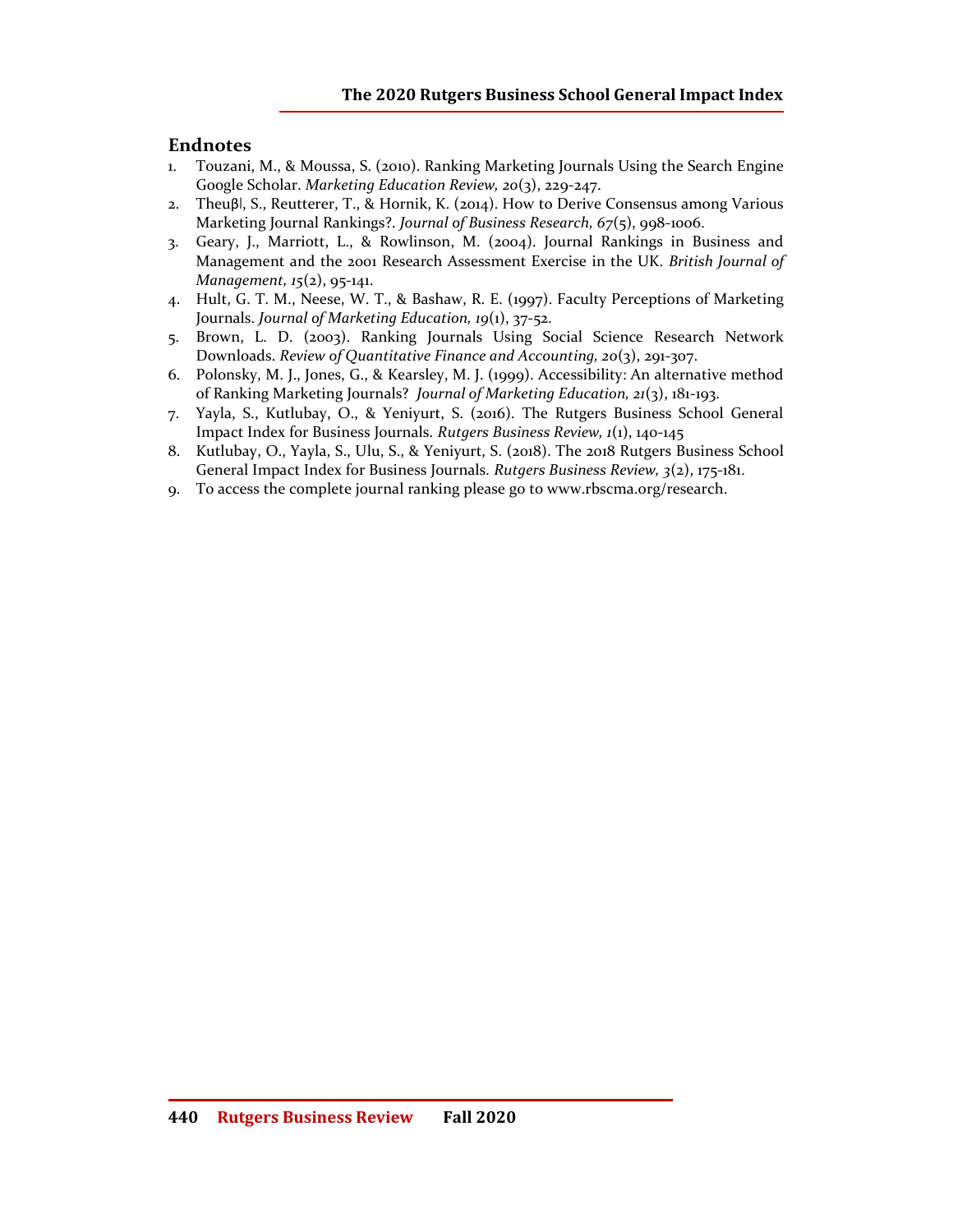## Endnotes

1. Touzani, M., & Moussa, S. (2010). Ranking Marketing Journals Using the Search Engine Google Scholar. *Marketing Education Review, 20*(3), 229-247.
2. Theuβl, S., Reutterer, T., & Hornik, K. (2014). How to Derive Consensus among Various Marketing Journal Rankings?. *Journal of Business Research, 67*(5), 998-1006.
3. Geary, J., Marriott, L., & Rowlinson, M. (2004). Journal Rankings in Business and Management and the 2001 Research Assessment Exercise in the UK. *British Journal of Management, 15*(2), 95-141.
4. Hult, G. T. M., Neese, W. T., & Bashaw, R. E. (1997). Faculty Perceptions of Marketing Journals. *Journal of Marketing Education, 19*(1), 37-52.
5. Brown, L. D. (2003). Ranking Journals Using Social Science Research Network Downloads. *Review of Quantitative Finance and Accounting, 20*(3), 291-307.
6. Polonsky, M. J., Jones, G., & Kearsley, M. J. (1999). Accessibility: An alternative method of Ranking Marketing Journals? *Journal of Marketing Education, 21*(3), 181-193.
7. Yayla, S., Kutlubay, O., & Yeniyurt, S. (2016). The Rutgers Business School General Impact Index for Business Journals. *Rutgers Business Review, 1*(1), 140-145
8. Kutlubay, O., Yayla, S., Ulu, S., & Yeniyurt, S. (2018). The 2018 Rutgers Business School General Impact Index for Business Journals. *Rutgers Business Review, 3*(2), 175-181.
9. To access the complete journal ranking please go to www.rbscma.org/research.